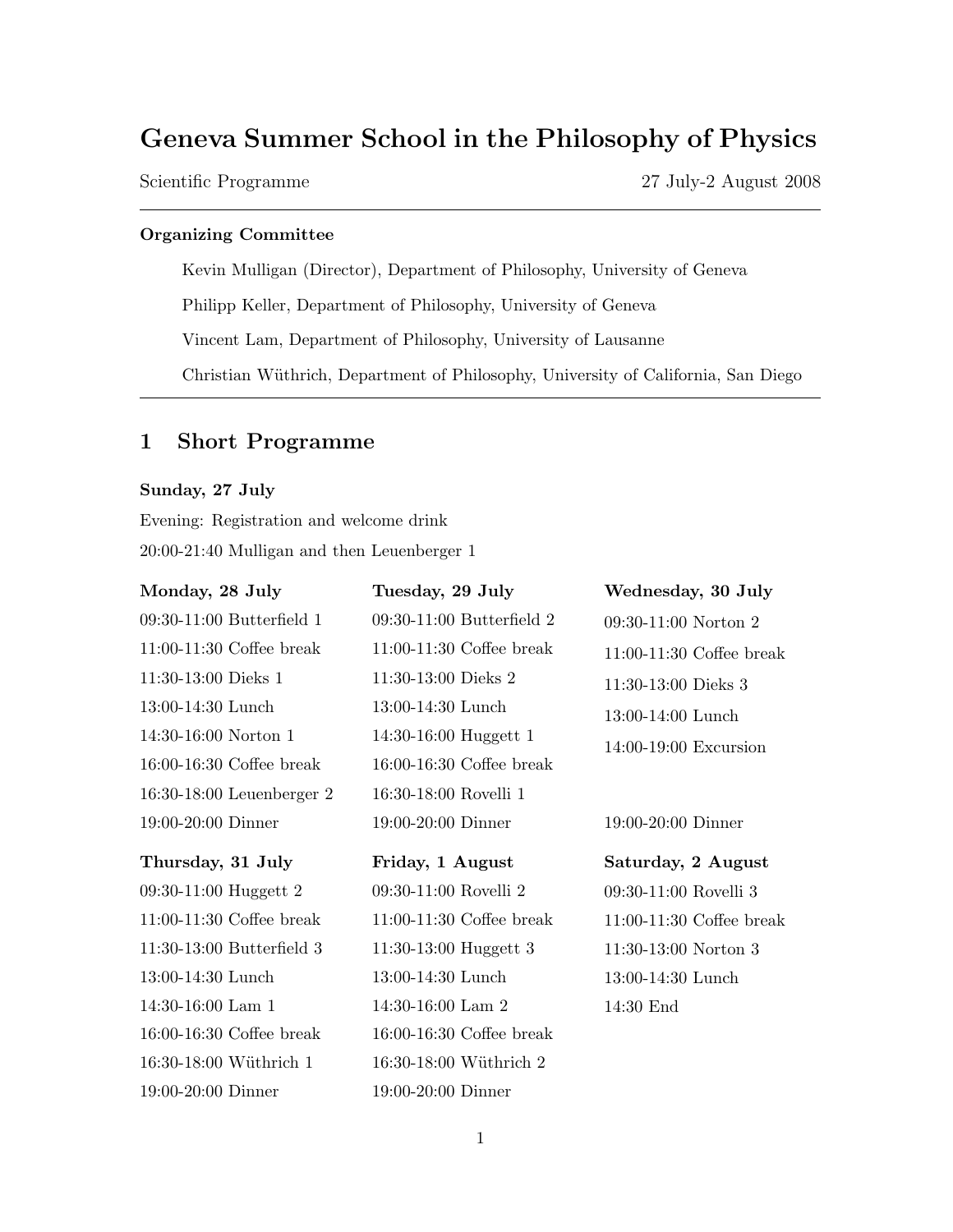# Geneva Summer School in the Philosophy of Physics

Scientific Programme — 27 July-2 August 2008

---

**Organizing Committee**

Kevin Mulligan (Director), Department of Philosophy, University of Geneva

Philipp Keller, Department of Philosophy, University of Geneva

Vincent Lam, Department of Philosophy, University of Lausanne

Christian Wüthrich, Department of Philosophy, University of California, San Diego

---

## 1 Short Programme

**Sunday, 27 July**

Evening: Registration and welcome drink

20:00-21:40 Mulligan and then Leuenberger 1

**Monday, 28 July**

09:30-11:00 Butterfield 1

11:00-11:30 Coffee break

11:30-13:00 Dieks 1

13:00-14:30 Lunch

14:30-16:00 Norton 1

16:00-16:30 Coffee break

16:30-18:00 Leuenberger 2

19:00-20:00 Dinner

**Tuesday, 29 July**

09:30-11:00 Butterfield 2

11:00-11:30 Coffee break

11:30-13:00 Dieks 2

13:00-14:30 Lunch

14:30-16:00 Huggett 1

16:00-16:30 Coffee break

16:30-18:00 Rovelli 1

19:00-20:00 Dinner

**Wednesday, 30 July**

09:30-11:00 Norton 2

11:00-11:30 Coffee break

11:30-13:00 Dieks 3

13:00-14:00 Lunch

14:00-19:00 Excursion

19:00-20:00 Dinner

**Thursday, 31 July**

09:30-11:00 Huggett 2

11:00-11:30 Coffee break

11:30-13:00 Butterfield 3

13:00-14:30 Lunch

14:30-16:00 Lam 1

16:00-16:30 Coffee break

16:30-18:00 Wüthrich 1

19:00-20:00 Dinner

**Friday, 1 August**

09:30-11:00 Rovelli 2

11:00-11:30 Coffee break

11:30-13:00 Huggett 3

13:00-14:30 Lunch

14:30-16:00 Lam 2

16:00-16:30 Coffee break

16:30-18:00 Wüthrich 2

19:00-20:00 Dinner

**Saturday, 2 August**

09:30-11:00 Rovelli 3

11:00-11:30 Coffee break

11:30-13:00 Norton 3

13:00-14:30 Lunch

14:30 End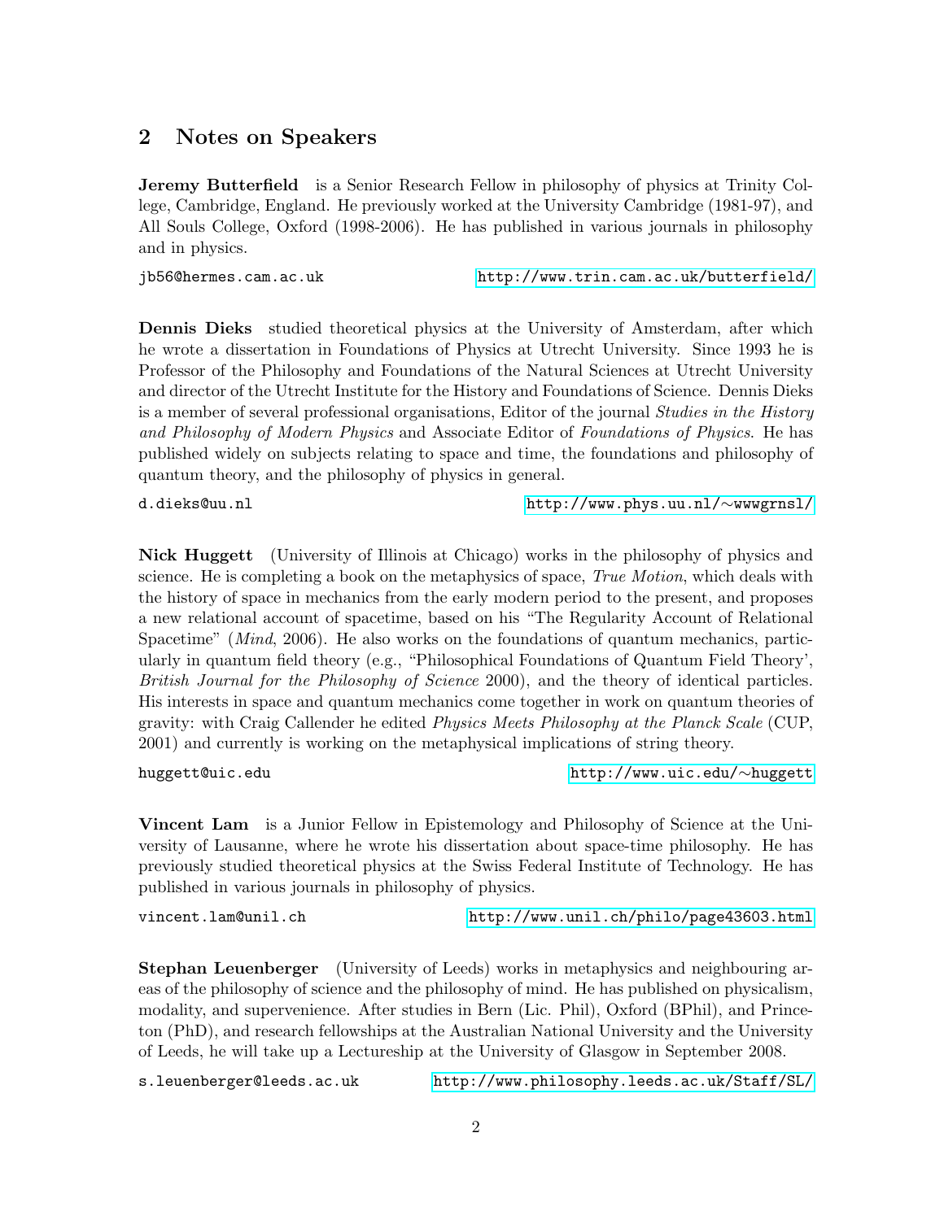## 2 Notes on Speakers

**Jeremy Butterfield** is a Senior Research Fellow in philosophy of physics at Trinity College, Cambridge, England. He previously worked at the University Cambridge (1981-97), and All Souls College, Oxford (1998-2006). He has published in various journals in philosophy and in physics.

jb56@hermes.cam.ac.uk http://www.trin.cam.ac.uk/butterfield/

**Dennis Dieks** studied theoretical physics at the University of Amsterdam, after which he wrote a dissertation in Foundations of Physics at Utrecht University. Since 1993 he is Professor of the Philosophy and Foundations of the Natural Sciences at Utrecht University and director of the Utrecht Institute for the History and Foundations of Science. Dennis Dieks is a member of several professional organisations, Editor of the journal *Studies in the History and Philosophy of Modern Physics* and Associate Editor of *Foundations of Physics*. He has published widely on subjects relating to space and time, the foundations and philosophy of quantum theory, and the philosophy of physics in general.

d.dieks@uu.nl http://www.phys.uu.nl/∼wwwgrnsl/

**Nick Huggett** (University of Illinois at Chicago) works in the philosophy of physics and science. He is completing a book on the metaphysics of space, *True Motion*, which deals with the history of space in mechanics from the early modern period to the present, and proposes a new relational account of spacetime, based on his "The Regularity Account of Relational Spacetime" (*Mind*, 2006). He also works on the foundations of quantum mechanics, particularly in quantum field theory (e.g., "Philosophical Foundations of Quantum Field Theory', *British Journal for the Philosophy of Science* 2000), and the theory of identical particles. His interests in space and quantum mechanics come together in work on quantum theories of gravity: with Craig Callender he edited *Physics Meets Philosophy at the Planck Scale* (CUP, 2001) and currently is working on the metaphysical implications of string theory.

huggett@uic.edu http://www.uic.edu/∼huggett

**Vincent Lam** is a Junior Fellow in Epistemology and Philosophy of Science at the University of Lausanne, where he wrote his dissertation about space-time philosophy. He has previously studied theoretical physics at the Swiss Federal Institute of Technology. He has published in various journals in philosophy of physics.

vincent.lam@unil.ch http://www.unil.ch/philo/page43603.html

**Stephan Leuenberger** (University of Leeds) works in metaphysics and neighbouring areas of the philosophy of science and the philosophy of mind. He has published on physicalism, modality, and supervenience. After studies in Bern (Lic. Phil), Oxford (BPhil), and Princeton (PhD), and research fellowships at the Australian National University and the University of Leeds, he will take up a Lectureship at the University of Glasgow in September 2008.

s.leuenberger@leeds.ac.uk http://www.philosophy.leeds.ac.uk/Staff/SL/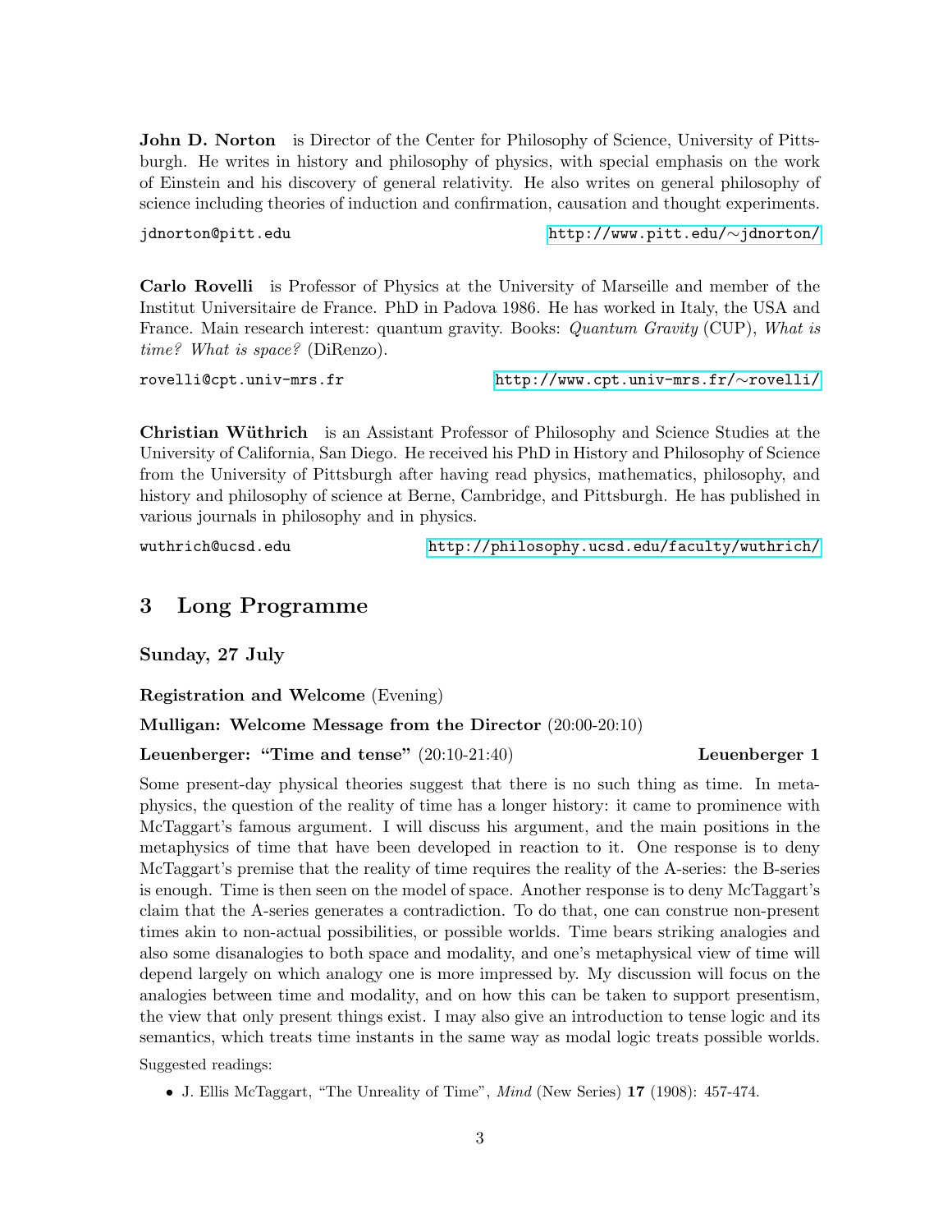**John D. Norton** is Director of the Center for Philosophy of Science, University of Pittsburgh. He writes in history and philosophy of physics, with special emphasis on the work of Einstein and his discovery of general relativity. He also writes on general philosophy of science including theories of induction and confirmation, causation and thought experiments.

jdnorton@pitt.edu http://www.pitt.edu/∼jdnorton/

**Carlo Rovelli** is Professor of Physics at the University of Marseille and member of the Institut Universitaire de France. PhD in Padova 1986. He has worked in Italy, the USA and France. Main research interest: quantum gravity. Books: *Quantum Gravity* (CUP), *What is time? What is space?* (DiRenzo).

rovelli@cpt.univ-mrs.fr http://www.cpt.univ-mrs.fr/∼rovelli/

**Christian Wüthrich** is an Assistant Professor of Philosophy and Science Studies at the University of California, San Diego. He received his PhD in History and Philosophy of Science from the University of Pittsburgh after having read physics, mathematics, philosophy, and history and philosophy of science at Berne, Cambridge, and Pittsburgh. He has published in various journals in philosophy and in physics.

wuthrich@ucsd.edu http://philosophy.ucsd.edu/faculty/wuthrich/

## 3 Long Programme

### Sunday, 27 July

**Registration and Welcome** (Evening)

**Mulligan: Welcome Message from the Director** (20:00-20:10)

**Leuenberger: "Time and tense"** (20:10-21:40) **Leuenberger 1**

Some present-day physical theories suggest that there is no such thing as time. In metaphysics, the question of the reality of time has a longer history: it came to prominence with McTaggart's famous argument. I will discuss his argument, and the main positions in the metaphysics of time that have been developed in reaction to it. One response is to deny McTaggart's premise that the reality of time requires the reality of the A-series: the B-series is enough. Time is then seen on the model of space. Another response is to deny McTaggart's claim that the A-series generates a contradiction. To do that, one can construe non-present times akin to non-actual possibilities, or possible worlds. Time bears striking analogies and also some disanalogies to both space and modality, and one's metaphysical view of time will depend largely on which analogy one is more impressed by. My discussion will focus on the analogies between time and modality, and on how this can be taken to support presentism, the view that only present things exist. I may also give an introduction to tense logic and its semantics, which treats time instants in the same way as modal logic treats possible worlds.

Suggested readings:

- J. Ellis McTaggart, "The Unreality of Time", *Mind* (New Series) **17** (1908): 457-474.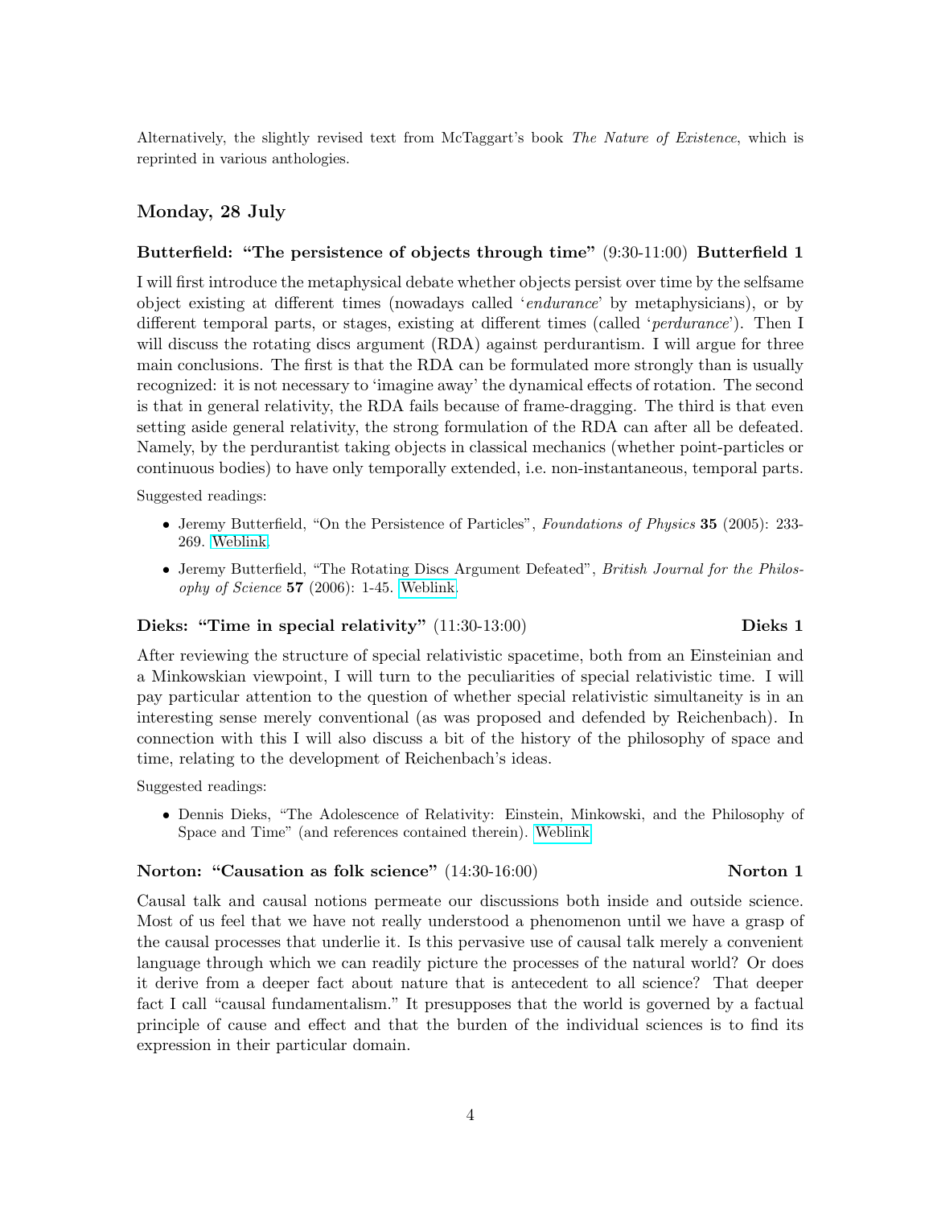Alternatively, the slightly revised text from McTaggart's book *The Nature of Existence*, which is reprinted in various anthologies.

## Monday, 28 July

### Butterfield: "The persistence of objects through time" (9:30-11:00) Butterfield 1

I will first introduce the metaphysical debate whether objects persist over time by the selfsame object existing at different times (nowadays called '*endurance*' by metaphysicians), or by different temporal parts, or stages, existing at different times (called '*perdurance*'). Then I will discuss the rotating discs argument (RDA) against perdurantism. I will argue for three main conclusions. The first is that the RDA can be formulated more strongly than is usually recognized: it is not necessary to 'imagine away' the dynamical effects of rotation. The second is that in general relativity, the RDA fails because of frame-dragging. The third is that even setting aside general relativity, the strong formulation of the RDA can after all be defeated. Namely, by the perdurantist taking objects in classical mechanics (whether point-particles or continuous bodies) to have only temporally extended, i.e. non-instantaneous, temporal parts.

Suggested readings:

- Jeremy Butterfield, "On the Persistence of Particles", *Foundations of Physics* **35** (2005): 233-269. Weblink.
- Jeremy Butterfield, "The Rotating Discs Argument Defeated", *British Journal for the Philosophy of Science* **57** (2006): 1-45. Weblink.

### Dieks: "Time in special relativity" (11:30-13:00) Dieks 1

After reviewing the structure of special relativistic spacetime, both from an Einsteinian and a Minkowskian viewpoint, I will turn to the peculiarities of special relativistic time. I will pay particular attention to the question of whether special relativistic simultaneity is in an interesting sense merely conventional (as was proposed and defended by Reichenbach). In connection with this I will also discuss a bit of the history of the philosophy of space and time, relating to the development of Reichenbach's ideas.

Suggested readings:

- Dennis Dieks, "The Adolescence of Relativity: Einstein, Minkowski, and the Philosophy of Space and Time" (and references contained therein). Weblink

### Norton: "Causation as folk science" (14:30-16:00) Norton 1

Causal talk and causal notions permeate our discussions both inside and outside science. Most of us feel that we have not really understood a phenomenon until we have a grasp of the causal processes that underlie it. Is this pervasive use of causal talk merely a convenient language through which we can readily picture the processes of the natural world? Or does it derive from a deeper fact about nature that is antecedent to all science? That deeper fact I call "causal fundamentalism." It presupposes that the world is governed by a factual principle of cause and effect and that the burden of the individual sciences is to find its expression in their particular domain.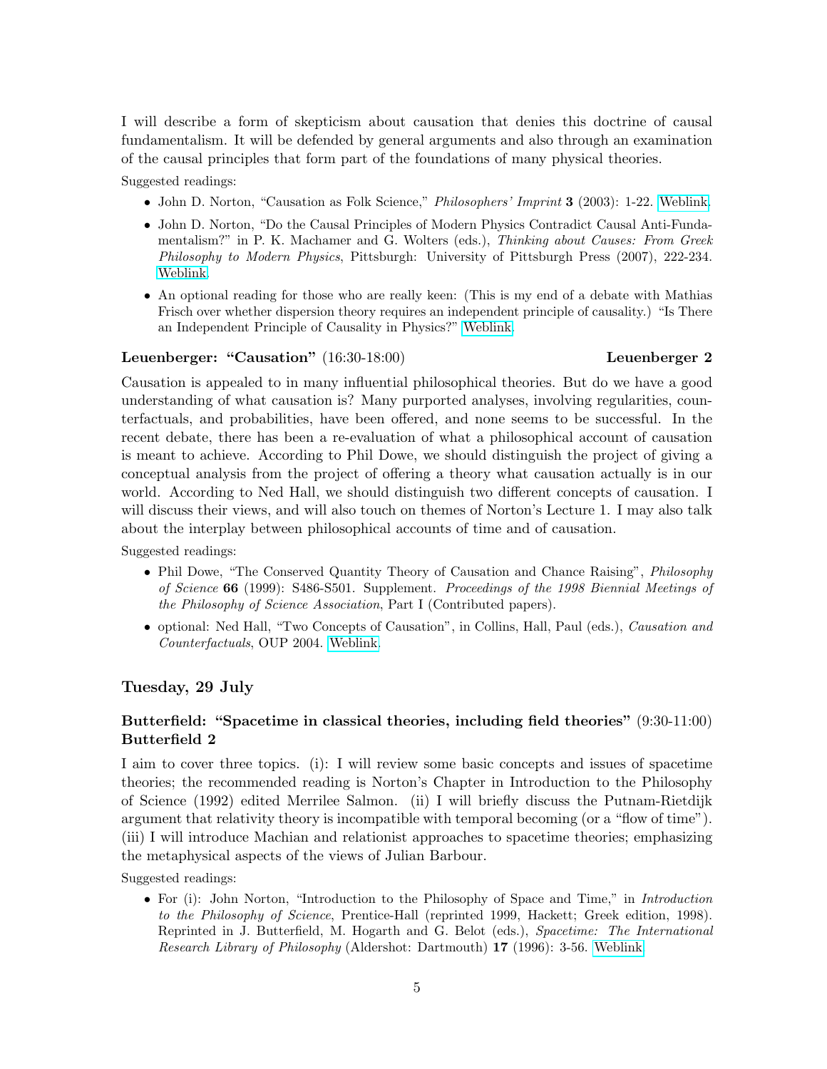I will describe a form of skepticism about causation that denies this doctrine of causal fundamentalism. It will be defended by general arguments and also through an examination of the causal principles that form part of the foundations of many physical theories.

Suggested readings:

- John D. Norton, "Causation as Folk Science," *Philosophers' Imprint* **3** (2003): 1-22. Weblink.
- John D. Norton, "Do the Causal Principles of Modern Physics Contradict Causal Anti-Fundamentalism?" in P. K. Machamer and G. Wolters (eds.), *Thinking about Causes: From Greek Philosophy to Modern Physics*, Pittsburgh: University of Pittsburgh Press (2007), 222-234. Weblink.
- An optional reading for those who are really keen: (This is my end of a debate with Mathias Frisch over whether dispersion theory requires an independent principle of causality.) "Is There an Independent Principle of Causality in Physics?" Weblink.

### Leuenberger: "Causation" (16:30-18:00) — Leuenberger 2

Causation is appealed to in many influential philosophical theories. But do we have a good understanding of what causation is? Many purported analyses, involving regularities, counterfactuals, and probabilities, have been offered, and none seems to be successful. In the recent debate, there has been a re-evaluation of what a philosophical account of causation is meant to achieve. According to Phil Dowe, we should distinguish the project of giving a conceptual analysis from the project of offering a theory what causation actually is in our world. According to Ned Hall, we should distinguish two different concepts of causation. I will discuss their views, and will also touch on themes of Norton's Lecture 1. I may also talk about the interplay between philosophical accounts of time and of causation.

Suggested readings:

- Phil Dowe, "The Conserved Quantity Theory of Causation and Chance Raising", *Philosophy of Science* **66** (1999): S486-S501. Supplement. *Proceedings of the 1998 Biennial Meetings of the Philosophy of Science Association*, Part I (Contributed papers).
- optional: Ned Hall, "Two Concepts of Causation", in Collins, Hall, Paul (eds.), *Causation and Counterfactuals*, OUP 2004. Weblink.

## Tuesday, 29 July

### Butterfield: "Spacetime in classical theories, including field theories" (9:30-11:00) Butterfield 2

I aim to cover three topics. (i): I will review some basic concepts and issues of spacetime theories; the recommended reading is Norton's Chapter in Introduction to the Philosophy of Science (1992) edited Merrilee Salmon. (ii) I will briefly discuss the Putnam-Rietdijk argument that relativity theory is incompatible with temporal becoming (or a "flow of time"). (iii) I will introduce Machian and relationist approaches to spacetime theories; emphasizing the metaphysical aspects of the views of Julian Barbour.

Suggested readings:

- For (i): John Norton, "Introduction to the Philosophy of Space and Time," in *Introduction to the Philosophy of Science*, Prentice-Hall (reprinted 1999, Hackett; Greek edition, 1998). Reprinted in J. Butterfield, M. Hogarth and G. Belot (eds.), *Spacetime: The International Research Library of Philosophy* (Aldershot: Dartmouth) **17** (1996): 3-56. Weblink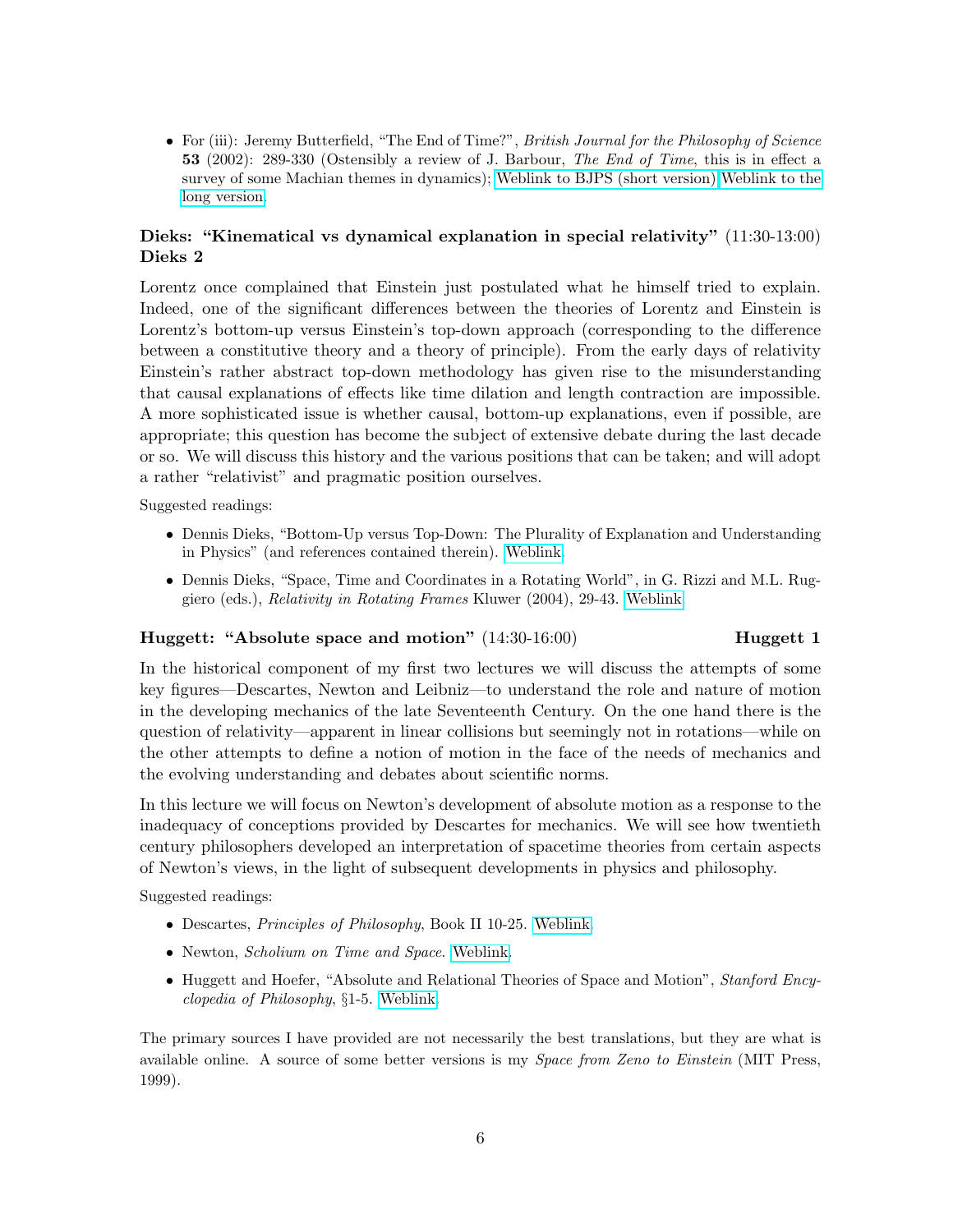- For (iii): Jeremy Butterfield, "The End of Time?", *British Journal for the Philosophy of Science* **53** (2002): 289-330 (Ostensibly a review of J. Barbour, *The End of Time*, this is in effect a survey of some Machian themes in dynamics); Weblink to BJPS (short version) Weblink to the long version.

### Dieks: "Kinematical vs dynamical explanation in special relativity" (11:30-13:00) Dieks 2

Lorentz once complained that Einstein just postulated what he himself tried to explain. Indeed, one of the significant differences between the theories of Lorentz and Einstein is Lorentz's bottom-up versus Einstein's top-down approach (corresponding to the difference between a constitutive theory and a theory of principle). From the early days of relativity Einstein's rather abstract top-down methodology has given rise to the misunderstanding that causal explanations of effects like time dilation and length contraction are impossible. A more sophisticated issue is whether causal, bottom-up explanations, even if possible, are appropriate; this question has become the subject of extensive debate during the last decade or so. We will discuss this history and the various positions that can be taken; and will adopt a rather "relativist" and pragmatic position ourselves.

Suggested readings:

- Dennis Dieks, "Bottom-Up versus Top-Down: The Plurality of Explanation and Understanding in Physics" (and references contained therein). Weblink.
- Dennis Dieks, "Space, Time and Coordinates in a Rotating World", in G. Rizzi and M.L. Ruggiero (eds.), *Relativity in Rotating Frames* Kluwer (2004), 29-43. Weblink

### Huggett: "Absolute space and motion" (14:30-16:00) Huggett 1

In the historical component of my first two lectures we will discuss the attempts of some key figures—Descartes, Newton and Leibniz—to understand the role and nature of motion in the developing mechanics of the late Seventeenth Century. On the one hand there is the question of relativity—apparent in linear collisions but seemingly not in rotations—while on the other attempts to define a notion of motion in the face of the needs of mechanics and the evolving understanding and debates about scientific norms.

In this lecture we will focus on Newton's development of absolute motion as a response to the inadequacy of conceptions provided by Descartes for mechanics. We will see how twentieth century philosophers developed an interpretation of spacetime theories from certain aspects of Newton's views, in the light of subsequent developments in physics and philosophy.

Suggested readings:

- Descartes, *Principles of Philosophy*, Book II 10-25. Weblink
- Newton, *Scholium on Time and Space*. Weblink.
- Huggett and Hoefer, "Absolute and Relational Theories of Space and Motion", *Stanford Encyclopedia of Philosophy*, §1-5. Weblink.

The primary sources I have provided are not necessarily the best translations, but they are what is available online. A source of some better versions is my *Space from Zeno to Einstein* (MIT Press, 1999).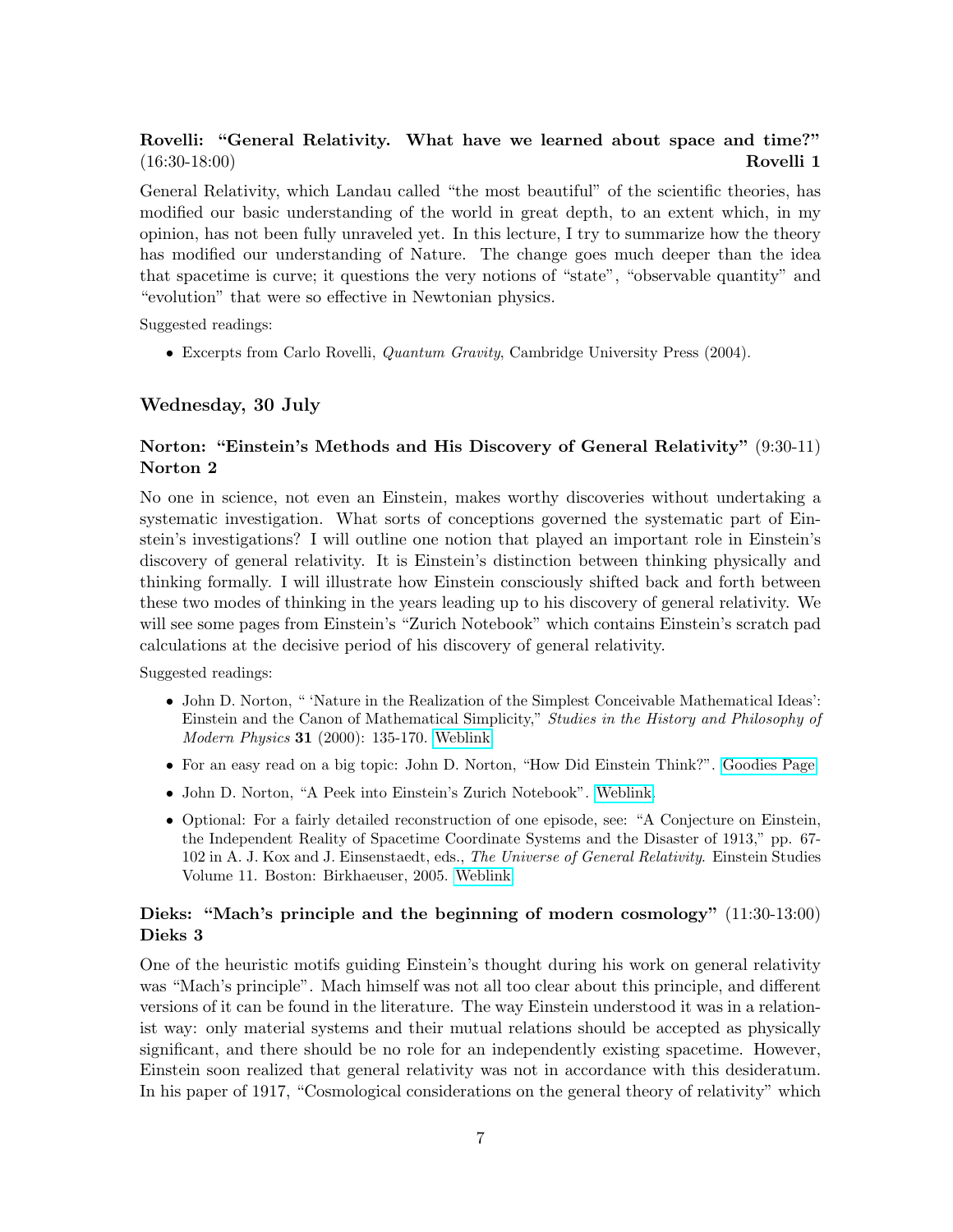### Rovelli: "General Relativity. What have we learned about space and time?" (16:30-18:00) **Rovelli 1**

General Relativity, which Landau called "the most beautiful" of the scientific theories, has modified our basic understanding of the world in great depth, to an extent which, in my opinion, has not been fully unraveled yet. In this lecture, I try to summarize how the theory has modified our understanding of Nature. The change goes much deeper than the idea that spacetime is curve; it questions the very notions of "state", "observable quantity" and "evolution" that were so effective in Newtonian physics.

Suggested readings:

- Excerpts from Carlo Rovelli, *Quantum Gravity*, Cambridge University Press (2004).

## Wednesday, 30 July

### Norton: "Einstein's Methods and His Discovery of General Relativity" (9:30-11) **Norton 2**

No one in science, not even an Einstein, makes worthy discoveries without undertaking a systematic investigation. What sorts of conceptions governed the systematic part of Einstein's investigations? I will outline one notion that played an important role in Einstein's discovery of general relativity. It is Einstein's distinction between thinking physically and thinking formally. I will illustrate how Einstein consciously shifted back and forth between these two modes of thinking in the years leading up to his discovery of general relativity. We will see some pages from Einstein's "Zurich Notebook" which contains Einstein's scratch pad calculations at the decisive period of his discovery of general relativity.

Suggested readings:

- John D. Norton, " 'Nature in the Realization of the Simplest Conceivable Mathematical Ideas': Einstein and the Canon of Mathematical Simplicity," *Studies in the History and Philosophy of Modern Physics* **31** (2000): 135-170. Weblink
- For an easy read on a big topic: John D. Norton, "How Did Einstein Think?". Goodies Page
- John D. Norton, "A Peek into Einstein's Zurich Notebook". Weblink.
- Optional: For a fairly detailed reconstruction of one episode, see: "A Conjecture on Einstein, the Independent Reality of Spacetime Coordinate Systems and the Disaster of 1913," pp. 67-102 in A. J. Kox and J. Einsenstaedt, eds., *The Universe of General Relativity*. Einstein Studies Volume 11. Boston: Birkhaeuser, 2005. Weblink

### Dieks: "Mach's principle and the beginning of modern cosmology" (11:30-13:00) **Dieks 3**

One of the heuristic motifs guiding Einstein's thought during his work on general relativity was "Mach's principle". Mach himself was not all too clear about this principle, and different versions of it can be found in the literature. The way Einstein understood it was in a relationist way: only material systems and their mutual relations should be accepted as physically significant, and there should be no role for an independently existing spacetime. However, Einstein soon realized that general relativity was not in accordance with this desideratum. In his paper of 1917, "Cosmological considerations on the general theory of relativity" which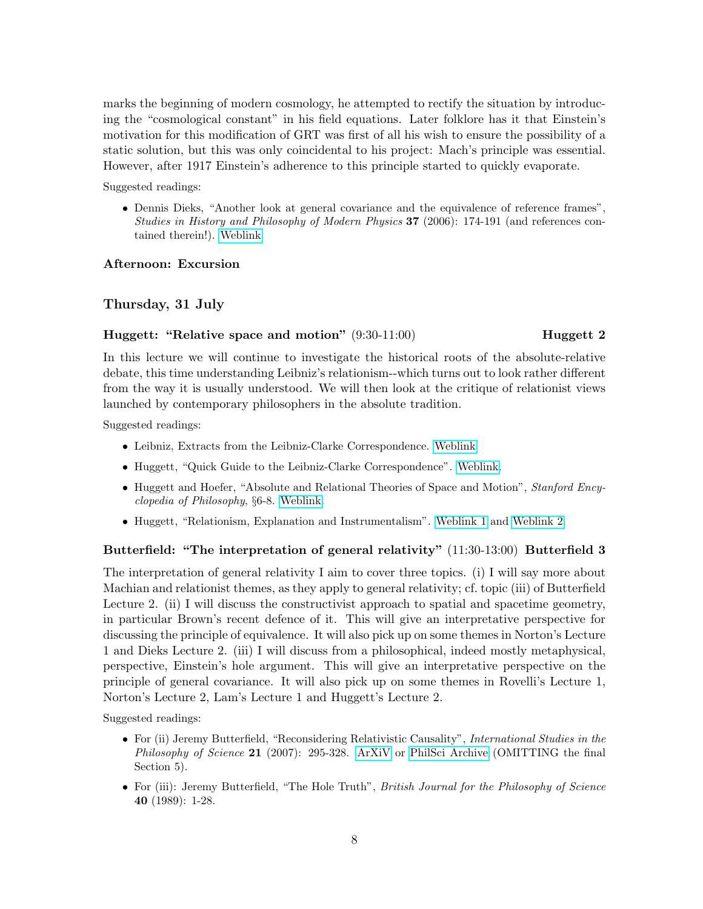marks the beginning of modern cosmology, he attempted to rectify the situation by introducing the "cosmological constant" in his field equations. Later folklore has it that Einstein's motivation for this modification of GRT was first of all his wish to ensure the possibility of a static solution, but this was only coincidental to his project: Mach's principle was essential. However, after 1917 Einstein's adherence to this principle started to quickly evaporate.

Suggested readings:

- Dennis Dieks, "Another look at general covariance and the equivalence of reference frames", *Studies in History and Philosophy of Modern Physics* **37** (2006): 174-191 (and references contained therein!). Weblink

**Afternoon: Excursion**

### Thursday, 31 July

**Huggett: "Relative space and motion"** (9:30-11:00) **Huggett 2**

In this lecture we will continue to investigate the historical roots of the absolute-relative debate, this time understanding Leibniz's relationism--which turns out to look rather different from the way it is usually understood. We will then look at the critique of relationist views launched by contemporary philosophers in the absolute tradition.

Suggested readings:

- Leibniz, Extracts from the Leibniz-Clarke Correspondence. Weblink
- Huggett, "Quick Guide to the Leibniz-Clarke Correspondence". Weblink.
- Huggett and Hoefer, "Absolute and Relational Theories of Space and Motion", *Stanford Encyclopedia of Philosophy*, §6-8. Weblink.
- Huggett, "Relationism, Explanation and Instrumentalism". Weblink 1 and Weblink 2.

**Butterfield: "The interpretation of general relativity"** (11:30-13:00) **Butterfield 3**

The interpretation of general relativity I aim to cover three topics. (i) I will say more about Machian and relationist themes, as they apply to general relativity; cf. topic (iii) of Butterfield Lecture 2. (ii) I will discuss the constructivist approach to spatial and spacetime geometry, in particular Brown's recent defence of it. This will give an interpretative perspective for discussing the principle of equivalence. It will also pick up on some themes in Norton's Lecture 1 and Dieks Lecture 2. (iii) I will discuss from a philosophical, indeed mostly metaphysical, perspective, Einstein's hole argument. This will give an interpretative perspective on the principle of general covariance. It will also pick up on some themes in Rovelli's Lecture 1, Norton's Lecture 2, Lam's Lecture 1 and Huggett's Lecture 2.

Suggested readings:

- For (ii) Jeremy Butterfield, "Reconsidering Relativistic Causality", *International Studies in the Philosophy of Science* **21** (2007): 295-328. ArXiV or PhilSci Archive (OMITTING the final Section 5).
- For (iii): Jeremy Butterfield, "The Hole Truth", *British Journal for the Philosophy of Science* **40** (1989): 1-28.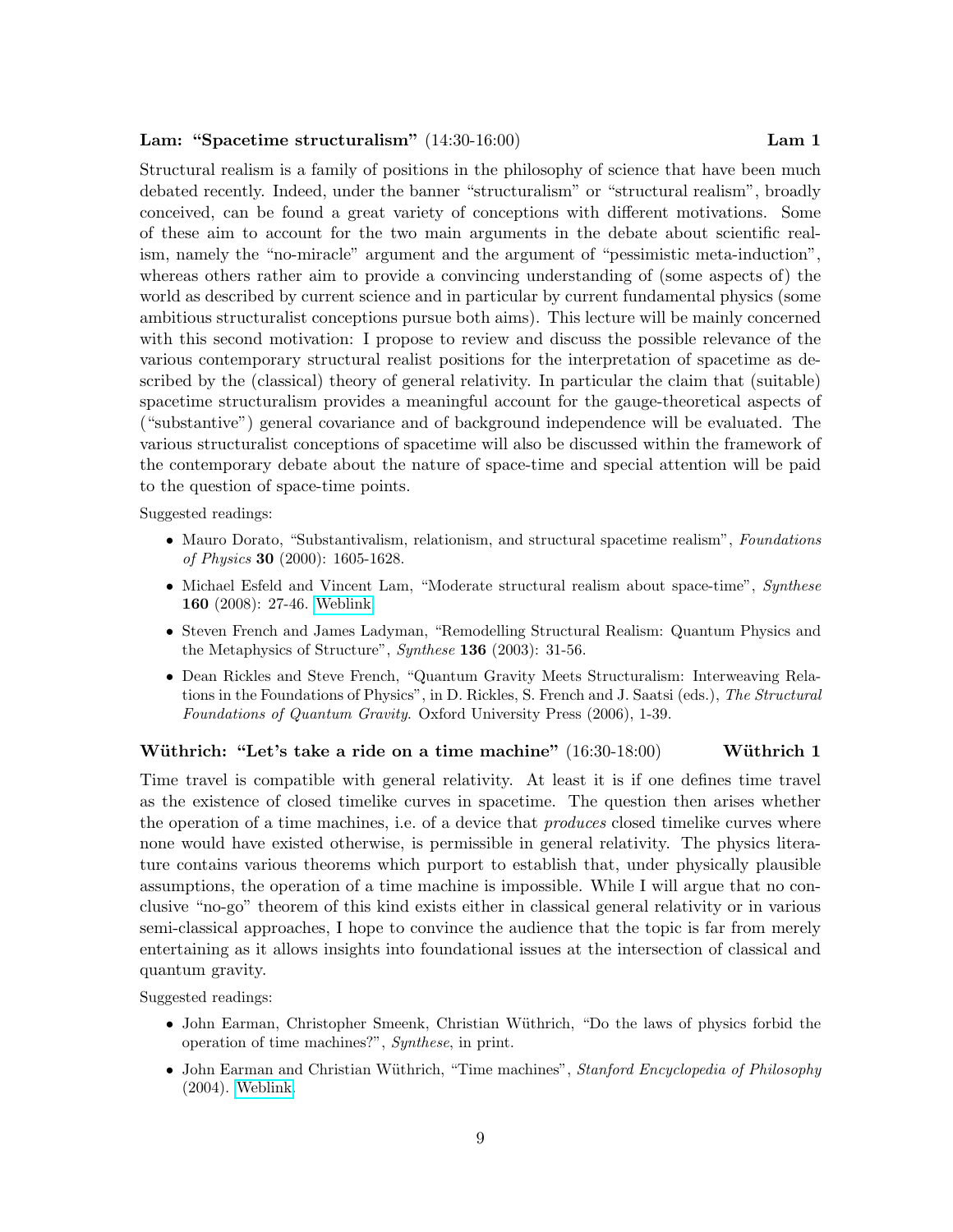**Lam: "Spacetime structuralism"** (14:30-16:00) **Lam 1**

Structural realism is a family of positions in the philosophy of science that have been much debated recently. Indeed, under the banner "structuralism" or "structural realism", broadly conceived, can be found a great variety of conceptions with different motivations. Some of these aim to account for the two main arguments in the debate about scientific realism, namely the "no-miracle" argument and the argument of "pessimistic meta-induction", whereas others rather aim to provide a convincing understanding of (some aspects of) the world as described by current science and in particular by current fundamental physics (some ambitious structuralist conceptions pursue both aims). This lecture will be mainly concerned with this second motivation: I propose to review and discuss the possible relevance of the various contemporary structural realist positions for the interpretation of spacetime as described by the (classical) theory of general relativity. In particular the claim that (suitable) spacetime structuralism provides a meaningful account for the gauge-theoretical aspects of ("substantive") general covariance and of background independence will be evaluated. The various structuralist conceptions of spacetime will also be discussed within the framework of the contemporary debate about the nature of space-time and special attention will be paid to the question of space-time points.

Suggested readings:

- Mauro Dorato, "Substantivalism, relationism, and structural spacetime realism", *Foundations of Physics* **30** (2000): 1605-1628.
- Michael Esfeld and Vincent Lam, "Moderate structural realism about space-time", *Synthese* **160** (2008): 27-46. Weblink
- Steven French and James Ladyman, "Remodelling Structural Realism: Quantum Physics and the Metaphysics of Structure", *Synthese* **136** (2003): 31-56.
- Dean Rickles and Steve French, "Quantum Gravity Meets Structuralism: Interweaving Relations in the Foundations of Physics", in D. Rickles, S. French and J. Saatsi (eds.), *The Structural Foundations of Quantum Gravity.* Oxford University Press (2006), 1-39.

**Wüthrich: "Let's take a ride on a time machine"** (16:30-18:00) **Wüthrich 1**

Time travel is compatible with general relativity. At least it is if one defines time travel as the existence of closed timelike curves in spacetime. The question then arises whether the operation of a time machines, i.e. of a device that *produces* closed timelike curves where none would have existed otherwise, is permissible in general relativity. The physics literature contains various theorems which purport to establish that, under physically plausible assumptions, the operation of a time machine is impossible. While I will argue that no conclusive "no-go" theorem of this kind exists either in classical general relativity or in various semi-classical approaches, I hope to convince the audience that the topic is far from merely entertaining as it allows insights into foundational issues at the intersection of classical and quantum gravity.

Suggested readings:

- John Earman, Christopher Smeenk, Christian Wüthrich, "Do the laws of physics forbid the operation of time machines?", *Synthese*, in print.
- John Earman and Christian Wüthrich, "Time machines", *Stanford Encyclopedia of Philosophy* (2004). Weblink.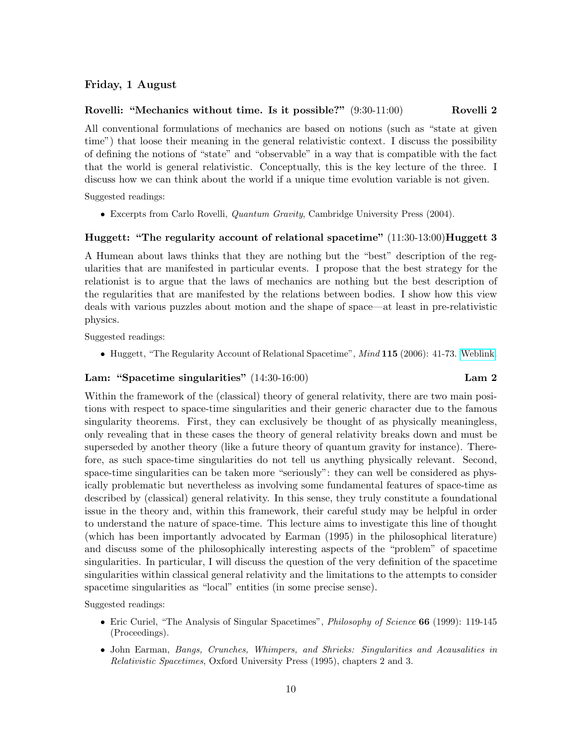## Friday, 1 August

### Rovelli: "Mechanics without time. Is it possible?" (9:30-11:00) — Rovelli 2

All conventional formulations of mechanics are based on notions (such as "state at given time") that loose their meaning in the general relativistic context. I discuss the possibility of defining the notions of "state" and "observable" in a way that is compatible with the fact that the world is general relativistic. Conceptually, this is the key lecture of the three. I discuss how we can think about the world if a unique time evolution variable is not given.

Suggested readings:

- Excerpts from Carlo Rovelli, *Quantum Gravity*, Cambridge University Press (2004).

### Huggett: "The regularity account of relational spacetime" (11:30-13:00) — Huggett 3

A Humean about laws thinks that they are nothing but the "best" description of the regularities that are manifested in particular events. I propose that the best strategy for the relationist is to argue that the laws of mechanics are nothing but the best description of the regularities that are manifested by the relations between bodies. I show how this view deals with various puzzles about motion and the shape of space—at least in pre-relativistic physics.

Suggested readings:

- Huggett, "The Regularity Account of Relational Spacetime", *Mind* **115** (2006): 41-73. Weblink

### Lam: "Spacetime singularities" (14:30-16:00) — Lam 2

Within the framework of the (classical) theory of general relativity, there are two main positions with respect to space-time singularities and their generic character due to the famous singularity theorems. First, they can exclusively be thought of as physically meaningless, only revealing that in these cases the theory of general relativity breaks down and must be superseded by another theory (like a future theory of quantum gravity for instance). Therefore, as such space-time singularities do not tell us anything physically relevant. Second, space-time singularities can be taken more "seriously": they can well be considered as physically problematic but nevertheless as involving some fundamental features of space-time as described by (classical) general relativity. In this sense, they truly constitute a foundational issue in the theory and, within this framework, their careful study may be helpful in order to understand the nature of space-time. This lecture aims to investigate this line of thought (which has been importantly advocated by Earman (1995) in the philosophical literature) and discuss some of the philosophically interesting aspects of the "problem" of spacetime singularities. In particular, I will discuss the question of the very definition of the spacetime singularities within classical general relativity and the limitations to the attempts to consider spacetime singularities as "local" entities (in some precise sense).

Suggested readings:

- Eric Curiel, "The Analysis of Singular Spacetimes", *Philosophy of Science* **66** (1999): 119-145 (Proceedings).
- John Earman, *Bangs, Crunches, Whimpers, and Shrieks: Singularities and Acausalities in Relativistic Spacetimes*, Oxford University Press (1995), chapters 2 and 3.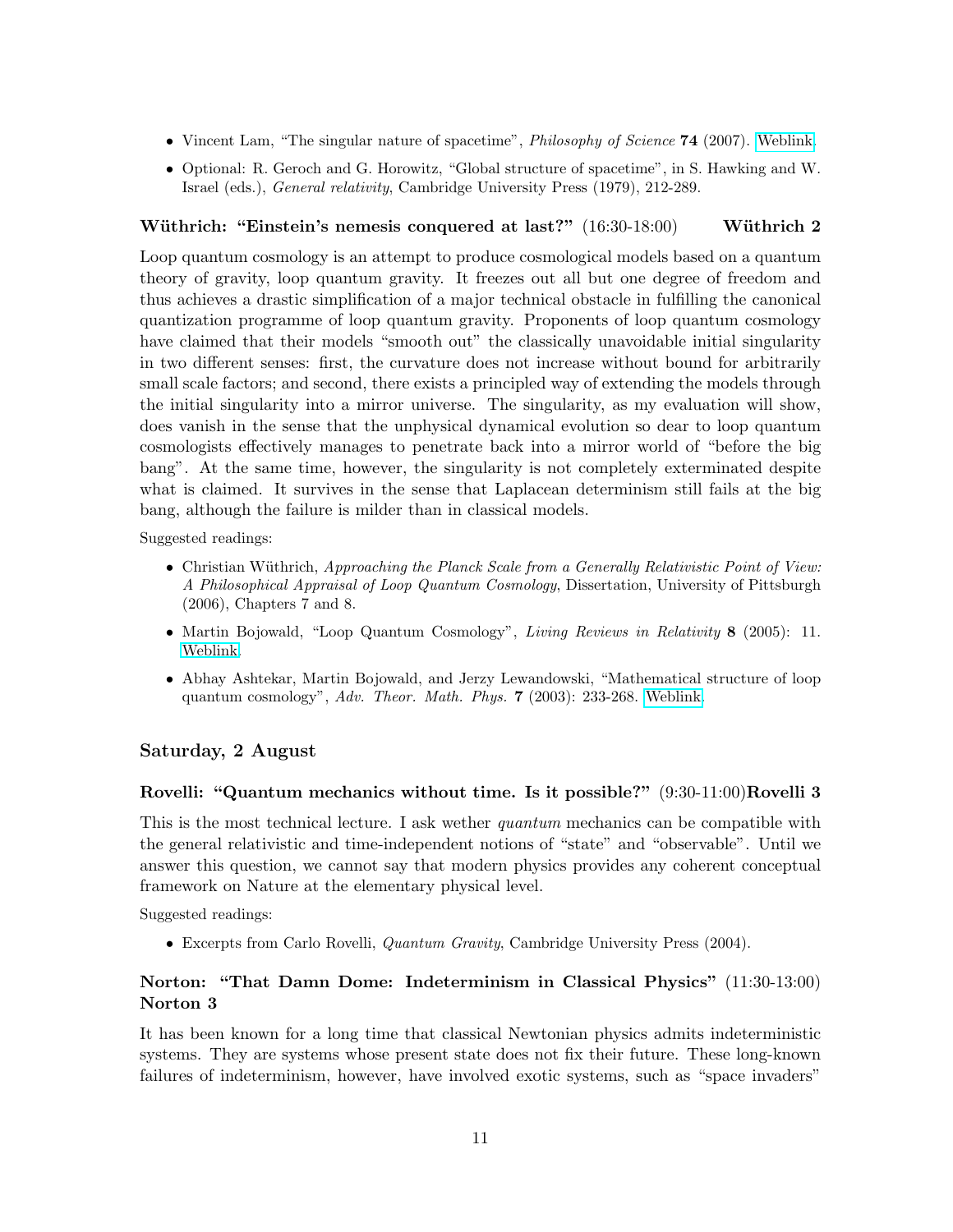- Vincent Lam, "The singular nature of spacetime", *Philosophy of Science* **74** (2007). Weblink.
- Optional: R. Geroch and G. Horowitz, "Global structure of spacetime", in S. Hawking and W. Israel (eds.), *General relativity*, Cambridge University Press (1979), 212-289.

### Wüthrich: "Einstein's nemesis conquered at last?" (16:30-18:00) Wüthrich 2

Loop quantum cosmology is an attempt to produce cosmological models based on a quantum theory of gravity, loop quantum gravity. It freezes out all but one degree of freedom and thus achieves a drastic simplification of a major technical obstacle in fulfilling the canonical quantization programme of loop quantum gravity. Proponents of loop quantum cosmology have claimed that their models "smooth out" the classically unavoidable initial singularity in two different senses: first, the curvature does not increase without bound for arbitrarily small scale factors; and second, there exists a principled way of extending the models through the initial singularity into a mirror universe. The singularity, as my evaluation will show, does vanish in the sense that the unphysical dynamical evolution so dear to loop quantum cosmologists effectively manages to penetrate back into a mirror world of "before the big bang". At the same time, however, the singularity is not completely exterminated despite what is claimed. It survives in the sense that Laplacean determinism still fails at the big bang, although the failure is milder than in classical models.

Suggested readings:

- Christian Wüthrich, *Approaching the Planck Scale from a Generally Relativistic Point of View: A Philosophical Appraisal of Loop Quantum Cosmology*, Dissertation, University of Pittsburgh (2006), Chapters 7 and 8.
- Martin Bojowald, "Loop Quantum Cosmology", *Living Reviews in Relativity* **8** (2005): 11. Weblink.
- Abhay Ashtekar, Martin Bojowald, and Jerzy Lewandowski, "Mathematical structure of loop quantum cosmology", *Adv. Theor. Math. Phys.* **7** (2003): 233-268. Weblink.

## Saturday, 2 August

### Rovelli: "Quantum mechanics without time. Is it possible?" (9:30-11:00) Rovelli 3

This is the most technical lecture. I ask wether *quantum* mechanics can be compatible with the general relativistic and time-independent notions of "state" and "observable". Until we answer this question, we cannot say that modern physics provides any coherent conceptual framework on Nature at the elementary physical level.

Suggested readings:

- Excerpts from Carlo Rovelli, *Quantum Gravity*, Cambridge University Press (2004).

### Norton: "That Damn Dome: Indeterminism in Classical Physics" (11:30-13:00) Norton 3

It has been known for a long time that classical Newtonian physics admits indeterministic systems. They are systems whose present state does not fix their future. These long-known failures of indeterminism, however, have involved exotic systems, such as "space invaders"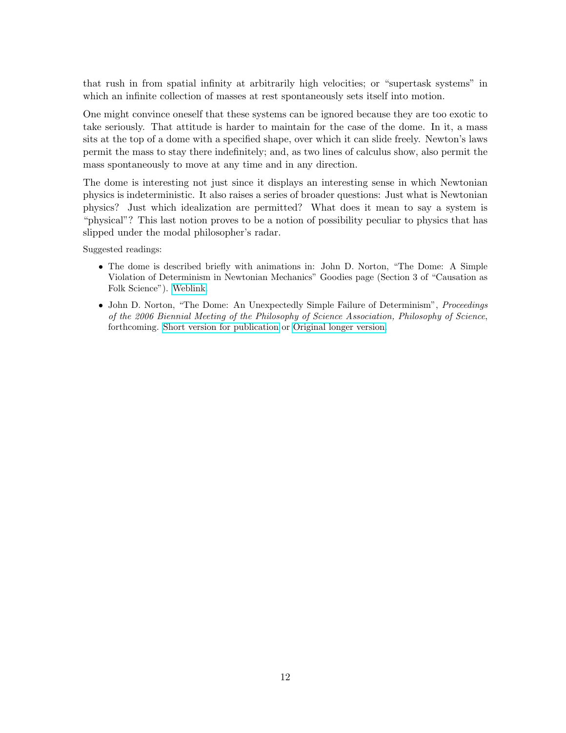that rush in from spatial infinity at arbitrarily high velocities; or "supertask systems" in which an infinite collection of masses at rest spontaneously sets itself into motion.

One might convince oneself that these systems can be ignored because they are too exotic to take seriously. That attitude is harder to maintain for the case of the dome. In it, a mass sits at the top of a dome with a specified shape, over which it can slide freely. Newton's laws permit the mass to stay there indefinitely; and, as two lines of calculus show, also permit the mass spontaneously to move at any time and in any direction.

The dome is interesting not just since it displays an interesting sense in which Newtonian physics is indeterministic. It also raises a series of broader questions: Just what is Newtonian physics? Just which idealization are permitted? What does it mean to say a system is "physical"? This last notion proves to be a notion of possibility peculiar to physics that has slipped under the modal philosopher's radar.

Suggested readings:

- The dome is described briefly with animations in: John D. Norton, "The Dome: A Simple Violation of Determinism in Newtonian Mechanics" Goodies page (Section 3 of "Causation as Folk Science"). Weblink.
- John D. Norton, "The Dome: An Unexpectedly Simple Failure of Determinism", *Proceedings of the 2006 Biennial Meeting of the Philosophy of Science Association, Philosophy of Science*, forthcoming. Short version for publication or Original longer version.